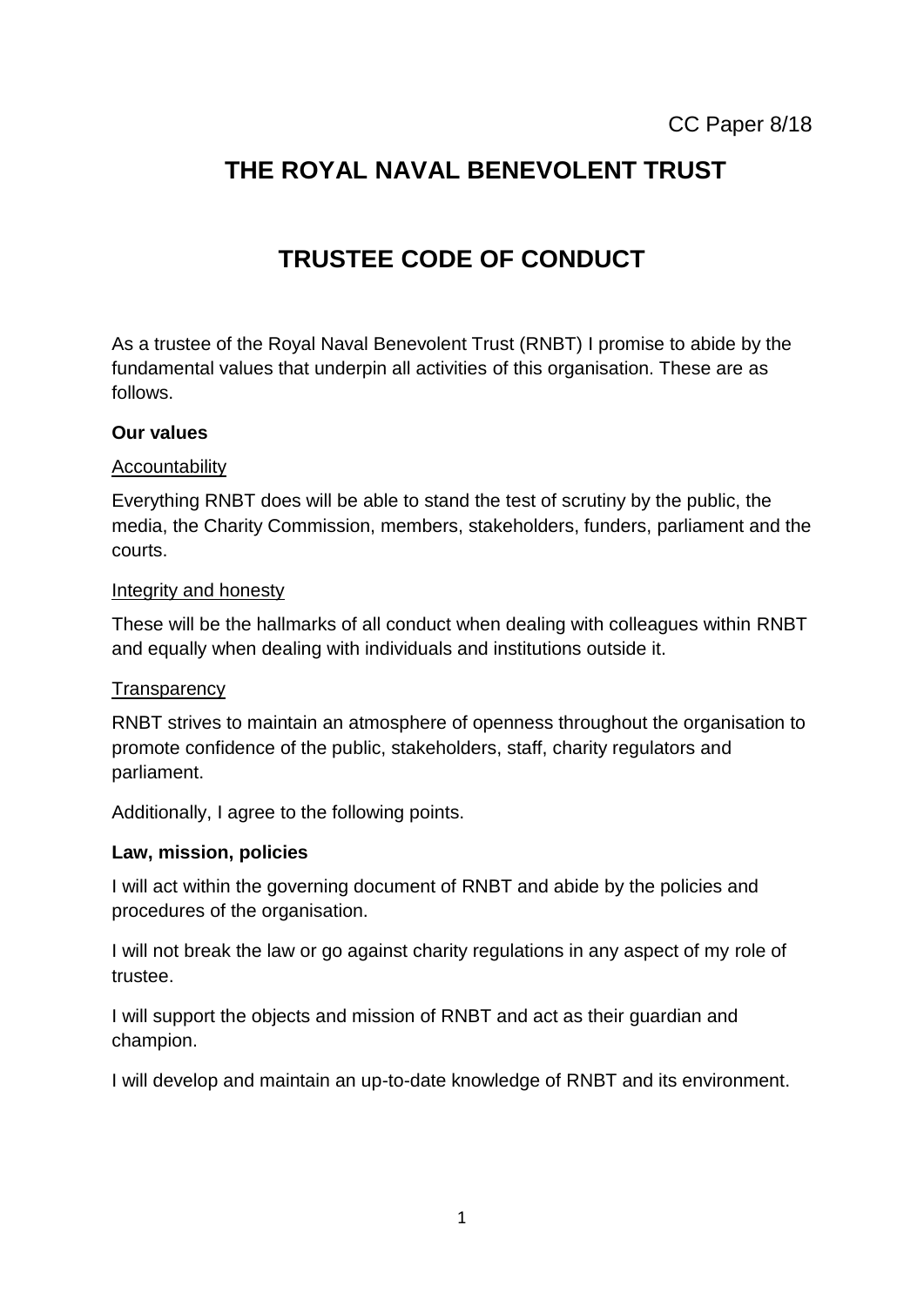CC Paper 8/18

# THE ROYAL NAVAL BENEVOLENT TRUST

# TRUSTEE CODE OF CONDUCT

As a trustee of the Royal Naval Benevolent Trust (RNBT) I promise to abide by the fundamental values that underpin all activities of this organisation. These are as follows.

**Our values**

<u>Accountability</u>

Everything RNBT does will be able to stand the test of scrutiny by the public, the media, the Charity Commission, members, stakeholders, funders, parliament and the courts.

<u>Integrity and honesty</u>

These will be the hallmarks of all conduct when dealing with colleagues within RNBT and equally when dealing with individuals and institutions outside it.

<u>Transparency</u>

RNBT strives to maintain an atmosphere of openness throughout the organisation to promote confidence of the public, stakeholders, staff, charity regulators and parliament.

Additionally, I agree to the following points.

**Law, mission, policies**

I will act within the governing document of RNBT and abide by the policies and procedures of the organisation.

I will not break the law or go against charity regulations in any aspect of my role of trustee.

I will support the objects and mission of RNBT and act as their guardian and champion.

I will develop and maintain an up-to-date knowledge of RNBT and its environment.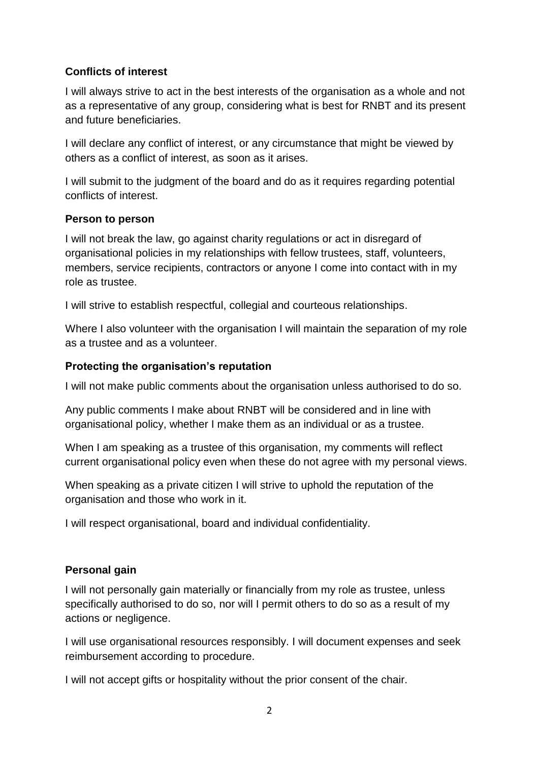### Conflicts of interest

I will always strive to act in the best interests of the organisation as a whole and not as a representative of any group, considering what is best for RNBT and its present and future beneficiaries.

I will declare any conflict of interest, or any circumstance that might be viewed by others as a conflict of interest, as soon as it arises.

I will submit to the judgment of the board and do as it requires regarding potential conflicts of interest.

### Person to person

I will not break the law, go against charity regulations or act in disregard of organisational policies in my relationships with fellow trustees, staff, volunteers, members, service recipients, contractors or anyone I come into contact with in my role as trustee.

I will strive to establish respectful, collegial and courteous relationships.

Where I also volunteer with the organisation I will maintain the separation of my role as a trustee and as a volunteer.

### Protecting the organisation's reputation

I will not make public comments about the organisation unless authorised to do so.

Any public comments I make about RNBT will be considered and in line with organisational policy, whether I make them as an individual or as a trustee.

When I am speaking as a trustee of this organisation, my comments will reflect current organisational policy even when these do not agree with my personal views.

When speaking as a private citizen I will strive to uphold the reputation of the organisation and those who work in it.

I will respect organisational, board and individual confidentiality.

### Personal gain

I will not personally gain materially or financially from my role as trustee, unless specifically authorised to do so, nor will I permit others to do so as a result of my actions or negligence.

I will use organisational resources responsibly. I will document expenses and seek reimbursement according to procedure.

I will not accept gifts or hospitality without the prior consent of the chair.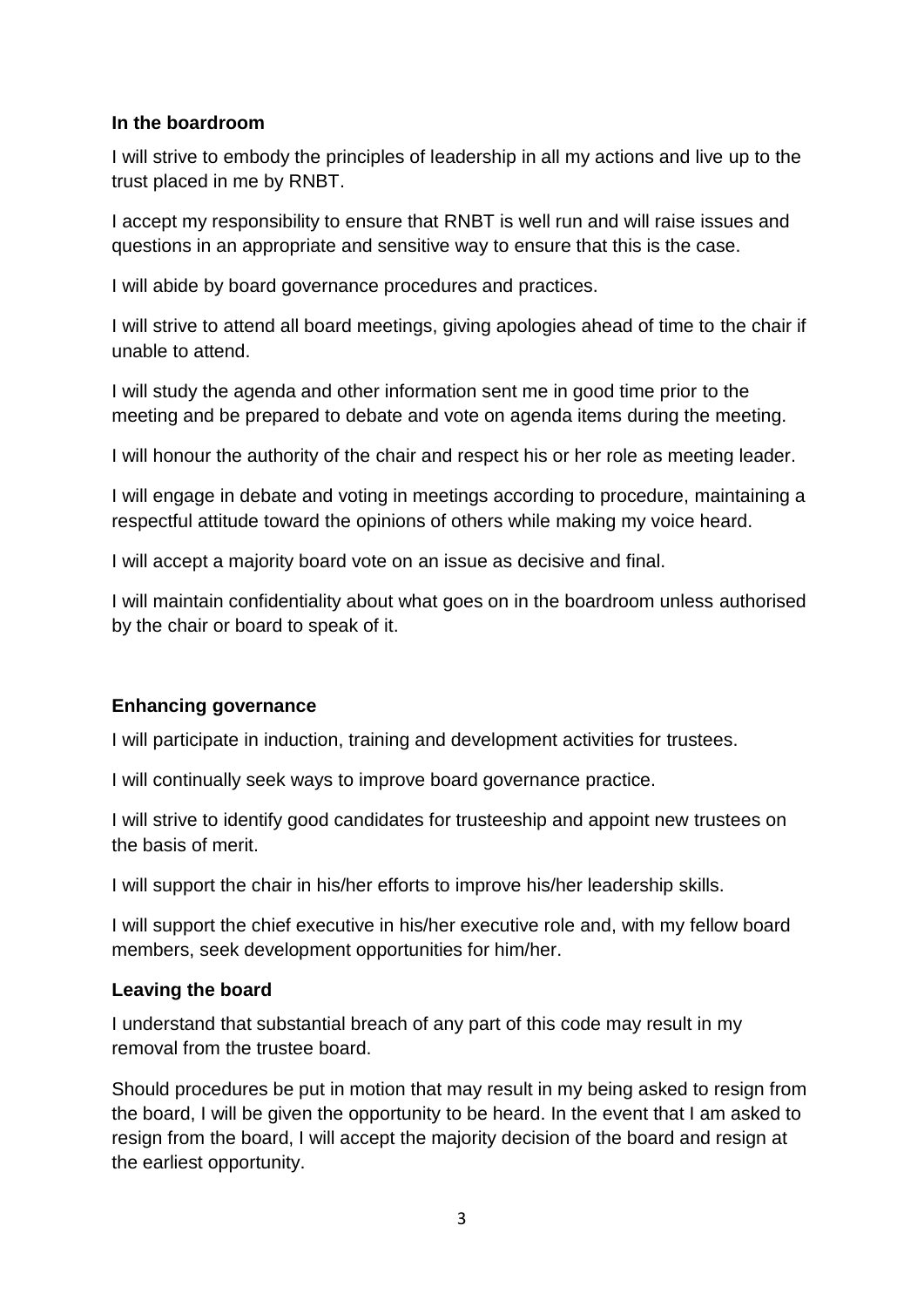**In the boardroom**

I will strive to embody the principles of leadership in all my actions and live up to the trust placed in me by RNBT.

I accept my responsibility to ensure that RNBT is well run and will raise issues and questions in an appropriate and sensitive way to ensure that this is the case.

I will abide by board governance procedures and practices.

I will strive to attend all board meetings, giving apologies ahead of time to the chair if unable to attend.

I will study the agenda and other information sent me in good time prior to the meeting and be prepared to debate and vote on agenda items during the meeting.

I will honour the authority of the chair and respect his or her role as meeting leader.

I will engage in debate and voting in meetings according to procedure, maintaining a respectful attitude toward the opinions of others while making my voice heard.

I will accept a majority board vote on an issue as decisive and final.

I will maintain confidentiality about what goes on in the boardroom unless authorised by the chair or board to speak of it.

**Enhancing governance**

I will participate in induction, training and development activities for trustees.

I will continually seek ways to improve board governance practice.

I will strive to identify good candidates for trusteeship and appoint new trustees on the basis of merit.

I will support the chair in his/her efforts to improve his/her leadership skills.

I will support the chief executive in his/her executive role and, with my fellow board members, seek development opportunities for him/her.

**Leaving the board**

I understand that substantial breach of any part of this code may result in my removal from the trustee board.

Should procedures be put in motion that may result in my being asked to resign from the board, I will be given the opportunity to be heard. In the event that I am asked to resign from the board, I will accept the majority decision of the board and resign at the earliest opportunity.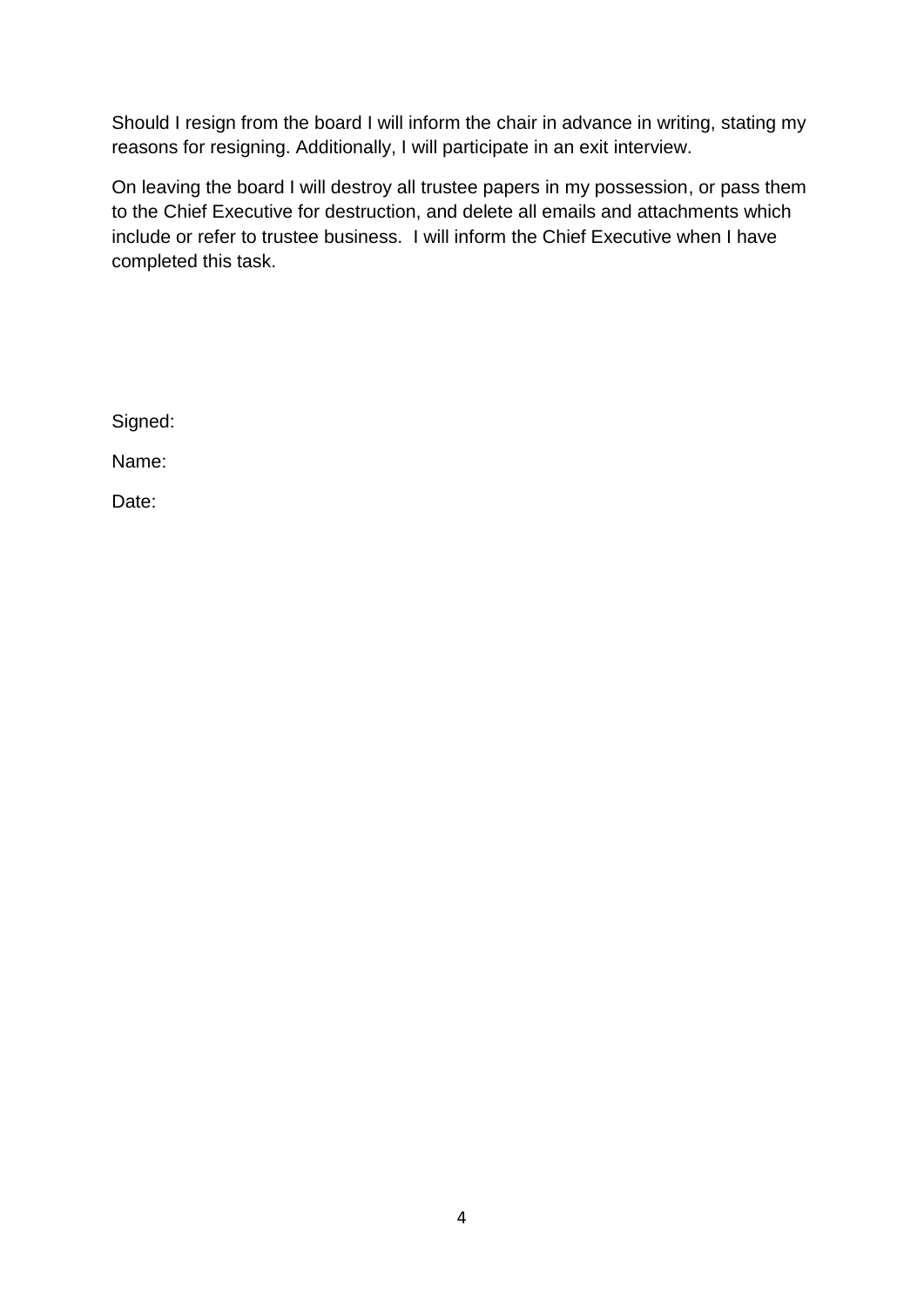Should I resign from the board I will inform the chair in advance in writing, stating my reasons for resigning. Additionally, I will participate in an exit interview.

On leaving the board I will destroy all trustee papers in my possession, or pass them to the Chief Executive for destruction, and delete all emails and attachments which include or refer to trustee business. I will inform the Chief Executive when I have completed this task.

Signed:

Name:

Date: